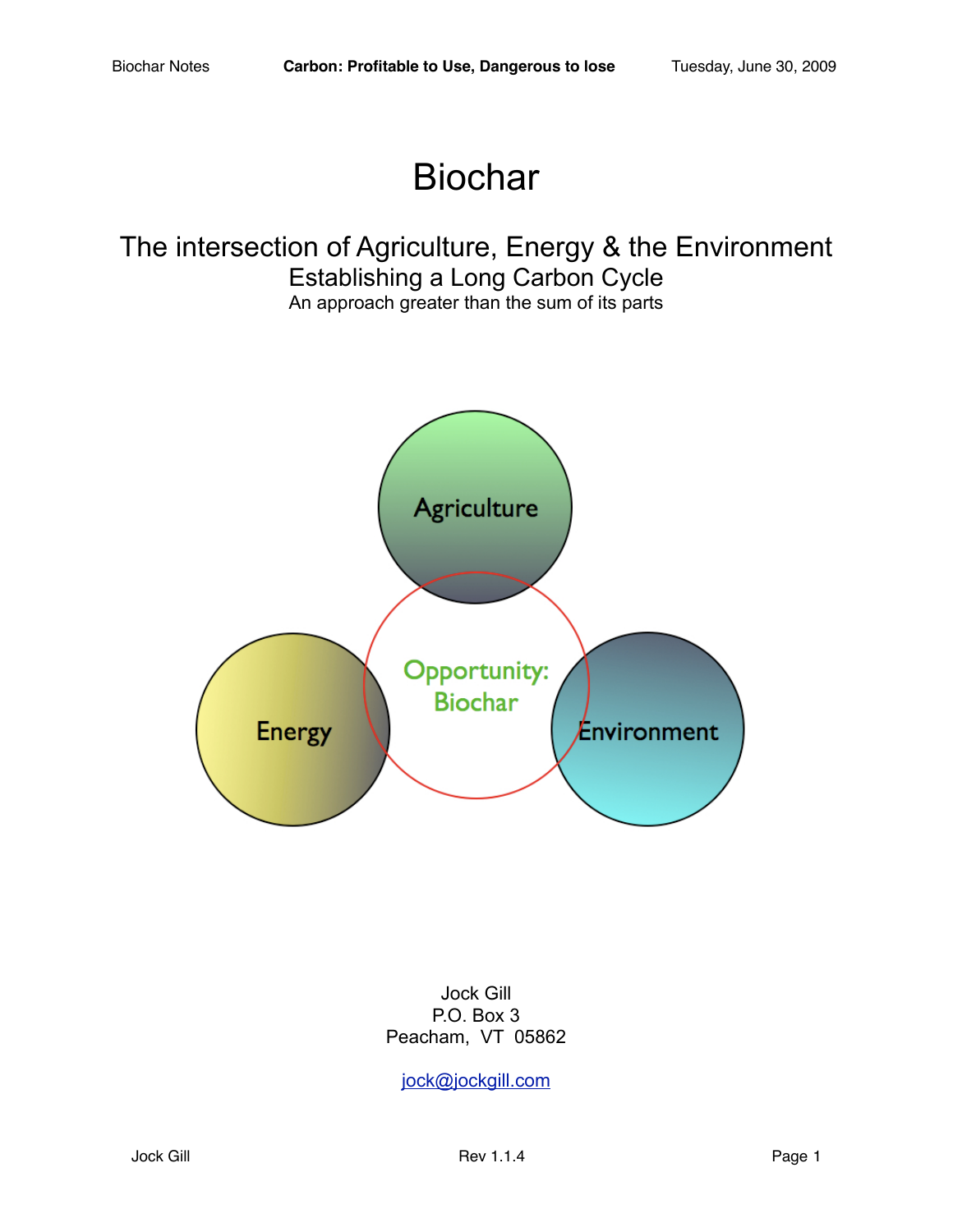# Biochar

## The intersection of Agriculture, Energy & the Environment

### Establishing a Long Carbon Cycle

An approach greater than the sum of its parts

Agriculture

Opportunity: Biochar

Energy

Environment

Jock Gill
P.O. Box 3
Peacham, VT 05862

jock@jockgill.com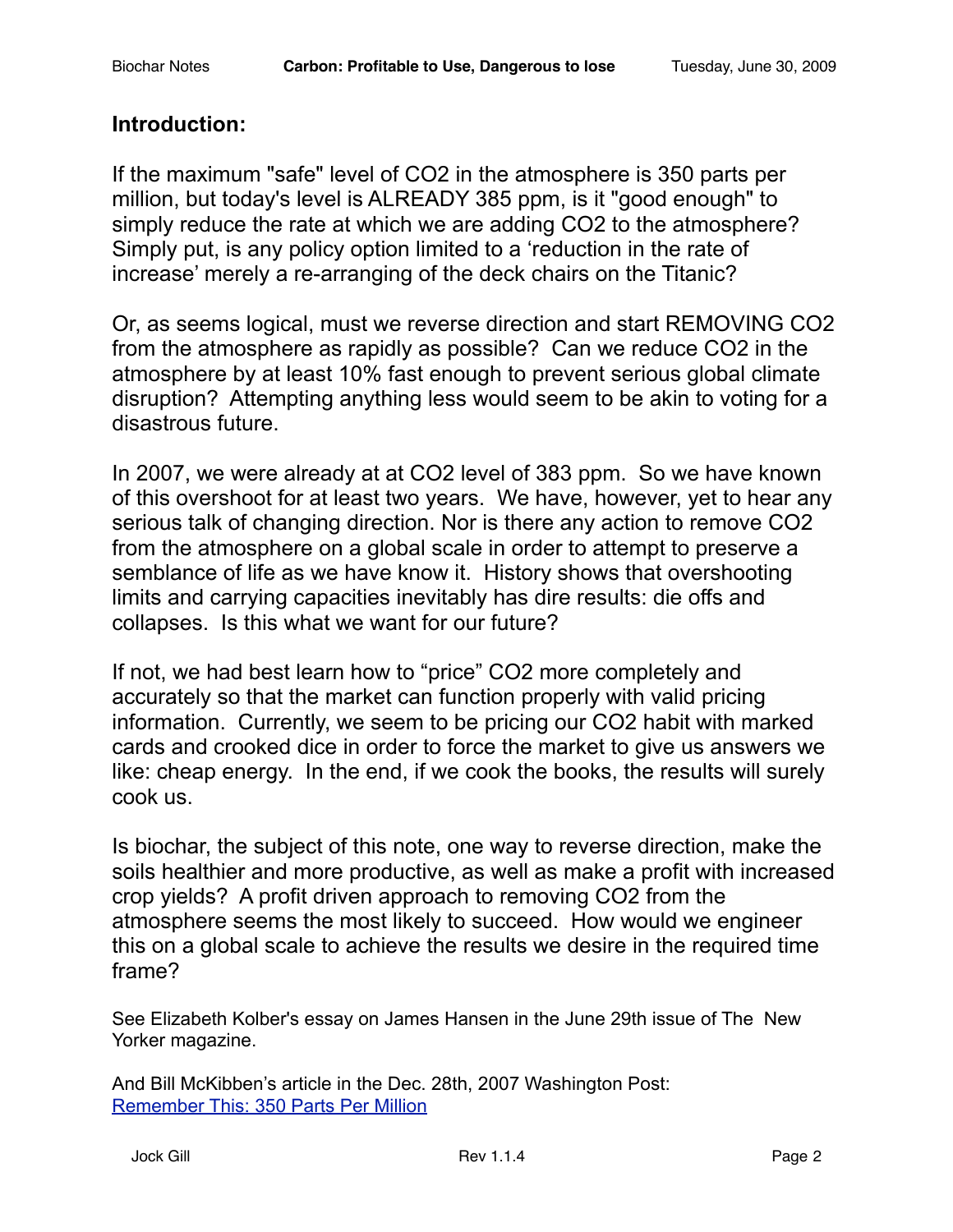## Introduction:

If the maximum "safe" level of $CO_2$ in the atmosphere is 350 parts per million, but today's level is ALREADY 385 ppm, is it "good enough" to simply reduce the rate at which we are adding $CO_2$ to the atmosphere? Simply put, is any policy option limited to a 'reduction in the rate of increase' merely a re-arranging of the deck chairs on the Titanic?

Or, as seems logical, must we reverse direction and start REMOVING $CO_2$ from the atmosphere as rapidly as possible? Can we reduce $CO_2$ in the atmosphere by at least 10% fast enough to prevent serious global climate disruption? Attempting anything less would seem to be akin to voting for a disastrous future.

In 2007, we were already at at $CO_2$ level of 383 ppm. So we have known of this overshoot for at least two years. We have, however, yet to hear any serious talk of changing direction. Nor is there any action to remove $CO_2$ from the atmosphere on a global scale in order to attempt to preserve a semblance of life as we have know it. History shows that overshooting limits and carrying capacities inevitably has dire results: die offs and collapses. Is this what we want for our future?

If not, we had best learn how to "price" $CO_2$ more completely and accurately so that the market can function properly with valid pricing information. Currently, we seem to be pricing our $CO_2$ habit with marked cards and crooked dice in order to force the market to give us answers we like: cheap energy. In the end, if we cook the books, the results will surely cook us.

Is biochar, the subject of this note, one way to reverse direction, make the soils healthier and more productive, as well as make a profit with increased crop yields? A profit driven approach to removing $CO_2$ from the atmosphere seems the most likely to succeed. How would we engineer this on a global scale to achieve the results we desire in the required time frame?

See Elizabeth Kolber's essay on James Hansen in the June 29th issue of The New Yorker magazine.

And Bill McKibben's article in the Dec. 28th, 2007 Washington Post:
[Remember This: 350 Parts Per Million]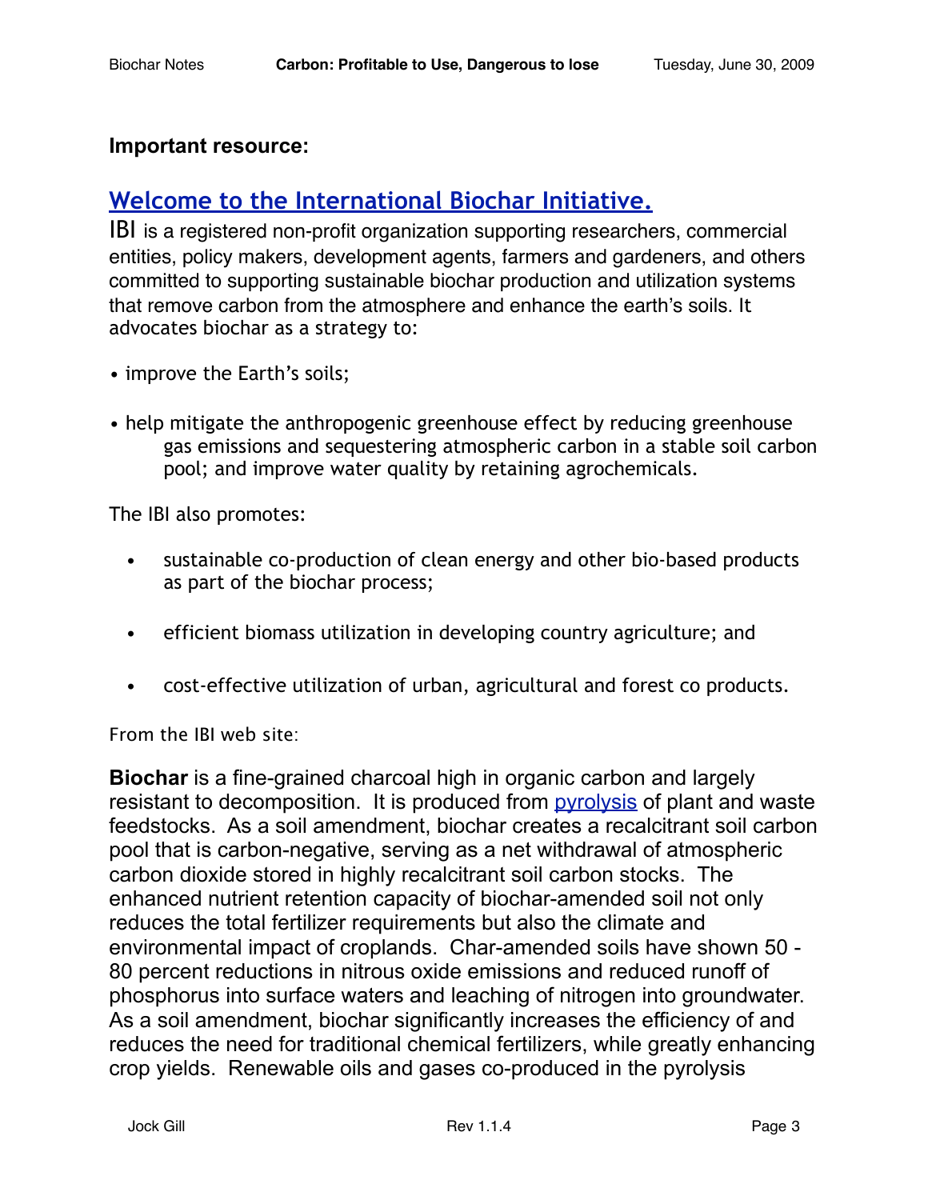**Important resource:**

## [Welcome to the International Biochar Initiative.](http://www.biochar-international.org)

IBI is a registered non-profit organization supporting researchers, commercial entities, policy makers, development agents, farmers and gardeners, and others committed to supporting sustainable biochar production and utilization systems that remove carbon from the atmosphere and enhance the earth's soils. It advocates biochar as a strategy to:

- improve the Earth's soils;
- help mitigate the anthropogenic greenhouse effect by reducing greenhouse gas emissions and sequestering atmospheric carbon in a stable soil carbon pool; and improve water quality by retaining agrochemicals.

The IBI also promotes:

- sustainable co-production of clean energy and other bio-based products as part of the biochar process;
- efficient biomass utilization in developing country agriculture; and
- cost-effective utilization of urban, agricultural and forest co products.

From the IBI web site:

**Biochar** is a fine-grained charcoal high in organic carbon and largely resistant to decomposition. It is produced from [pyrolysis](http://en.wikipedia.org/wiki/Pyrolysis) of plant and waste feedstocks. As a soil amendment, biochar creates a recalcitrant soil carbon pool that is carbon-negative, serving as a net withdrawal of atmospheric carbon dioxide stored in highly recalcitrant soil carbon stocks. The enhanced nutrient retention capacity of biochar-amended soil not only reduces the total fertilizer requirements but also the climate and environmental impact of croplands. Char-amended soils have shown 50 - 80 percent reductions in nitrous oxide emissions and reduced runoff of phosphorus into surface waters and leaching of nitrogen into groundwater. As a soil amendment, biochar significantly increases the efficiency of and reduces the need for traditional chemical fertilizers, while greatly enhancing crop yields. Renewable oils and gases co-produced in the pyrolysis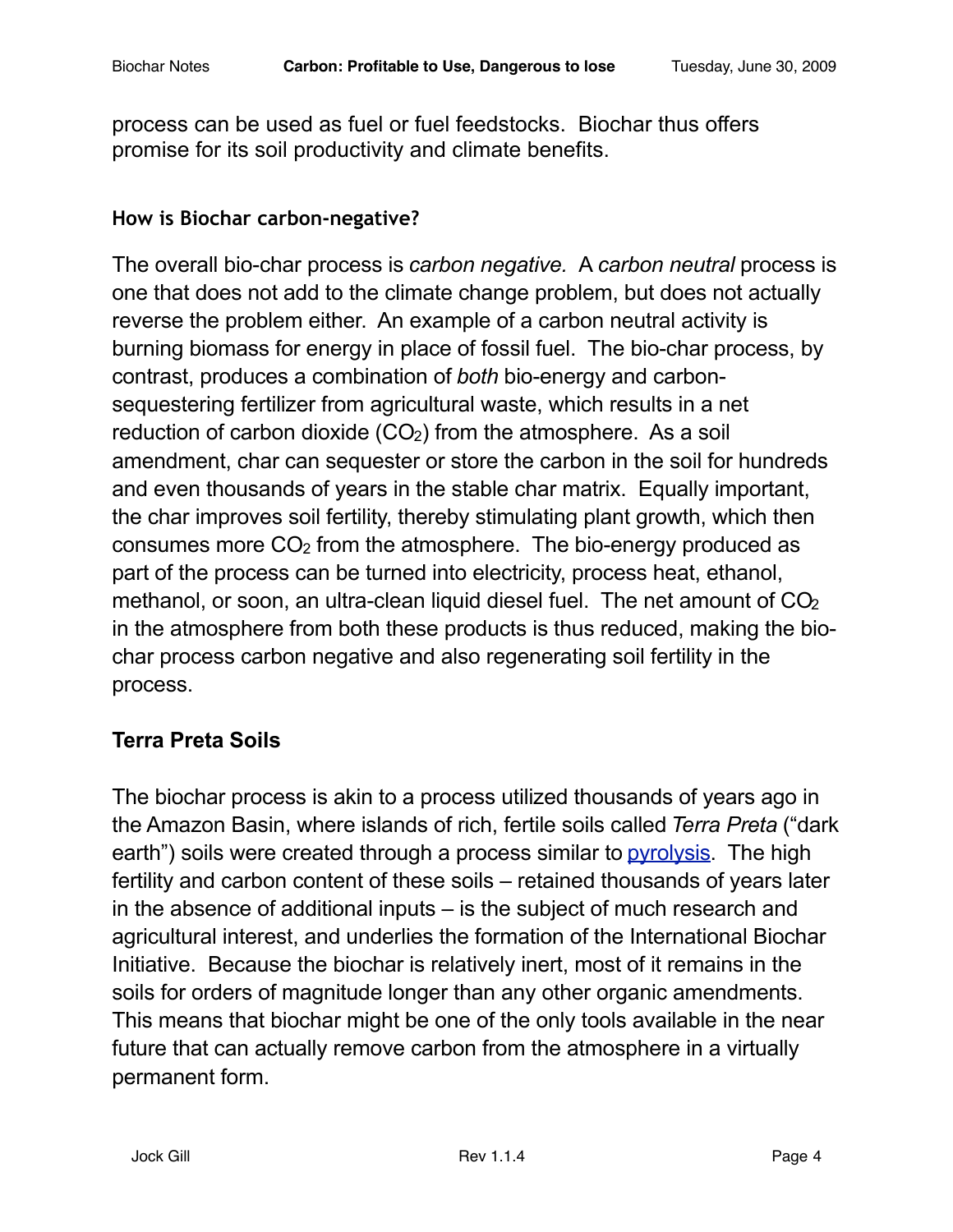process can be used as fuel or fuel feedstocks. Biochar thus offers promise for its soil productivity and climate benefits.

**How is Biochar carbon-negative?**

The overall bio-char process is *carbon negative.* A *carbon neutral* process is one that does not add to the climate change problem, but does not actually reverse the problem either. An example of a carbon neutral activity is burning biomass for energy in place of fossil fuel. The bio-char process, by contrast, produces a combination of *both* bio-energy and carbon-sequestering fertilizer from agricultural waste, which results in a net reduction of carbon dioxide ($CO_2$) from the atmosphere. As a soil amendment, char can sequester or store the carbon in the soil for hundreds and even thousands of years in the stable char matrix. Equally important, the char improves soil fertility, thereby stimulating plant growth, which then consumes more $CO_2$ from the atmosphere. The bio-energy produced as part of the process can be turned into electricity, process heat, ethanol, methanol, or soon, an ultra-clean liquid diesel fuel. The net amount of $CO_2$ in the atmosphere from both these products is thus reduced, making the bio-char process carbon negative and also regenerating soil fertility in the process.

## Terra Preta Soils

The biochar process is akin to a process utilized thousands of years ago in the Amazon Basin, where islands of rich, fertile soils called *Terra Preta* ("dark earth") soils were created through a process similar to pyrolysis. The high fertility and carbon content of these soils – retained thousands of years later in the absence of additional inputs – is the subject of much research and agricultural interest, and underlies the formation of the International Biochar Initiative. Because the biochar is relatively inert, most of it remains in the soils for orders of magnitude longer than any other organic amendments. This means that biochar might be one of the only tools available in the near future that can actually remove carbon from the atmosphere in a virtually permanent form.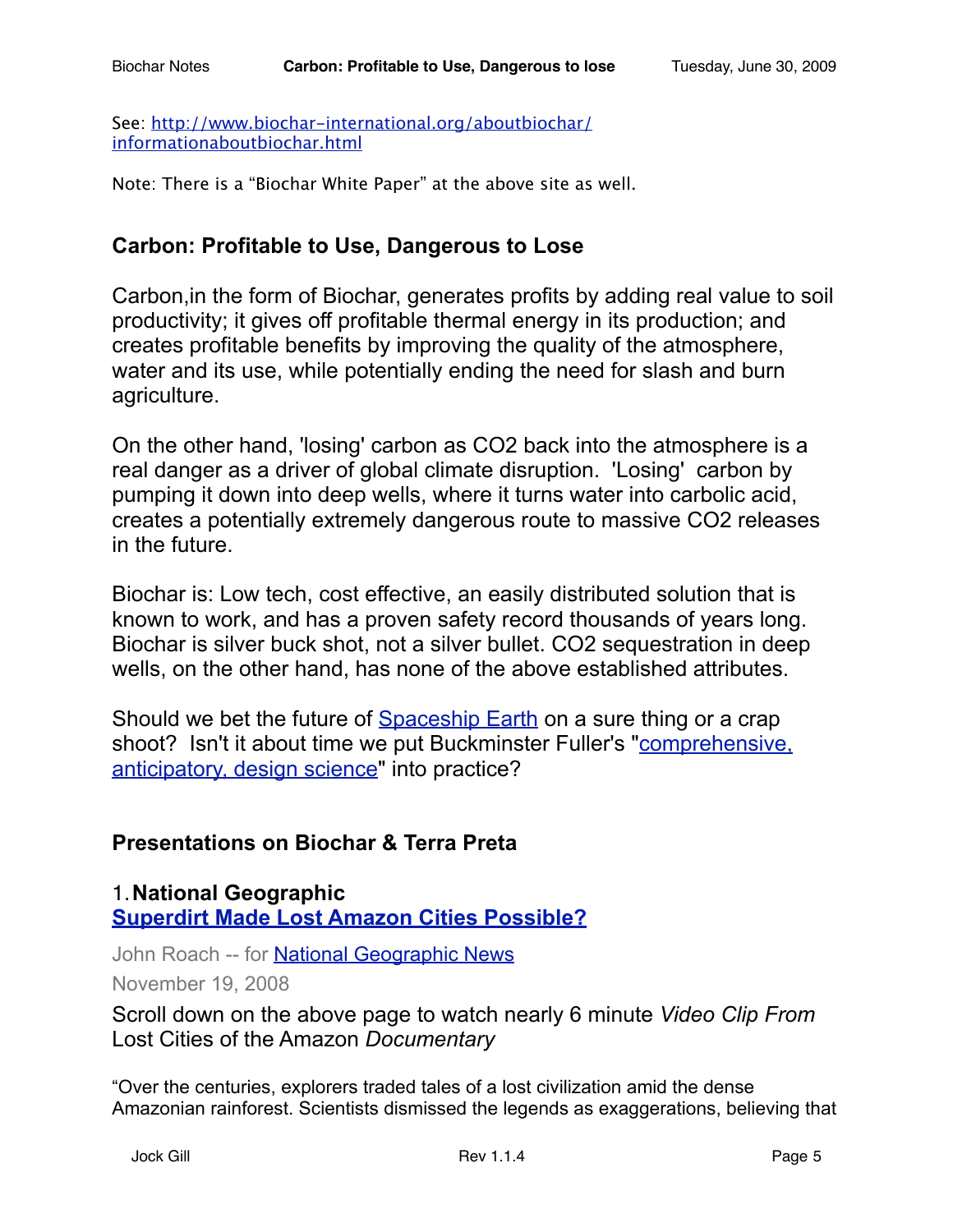See: [http://www.biochar-international.org/aboutbiochar/informationaboutbiochar.html](http://www.biochar-international.org/aboutbiochar/informationaboutbiochar.html)

Note: There is a "Biochar White Paper" at the above site as well.

## Carbon: Profitable to Use, Dangerous to Lose

Carbon,in the form of Biochar, generates profits by adding real value to soil productivity; it gives off profitable thermal energy in its production; and creates profitable benefits by improving the quality of the atmosphere, water and its use, while potentially ending the need for slash and burn agriculture.

On the other hand, 'losing' carbon as CO2 back into the atmosphere is a real danger as a driver of global climate disruption. 'Losing' carbon by pumping it down into deep wells, where it turns water into carbolic acid, creates a potentially extremely dangerous route to massive CO2 releases in the future.

Biochar is: Low tech, cost effective, an easily distributed solution that is known to work, and has a proven safety record thousands of years long. Biochar is silver buck shot, not a silver bullet. CO2 sequestration in deep wells, on the other hand, has none of the above established attributes.

Should we bet the future of [Spaceship Earth]() on a sure thing or a crap shoot? Isn't it about time we put Buckminster Fuller's "[comprehensive, anticipatory, design science]()" into practice?

## Presentations on Biochar & Terra Preta

### 1. National Geographic

### [Superdirt Made Lost Amazon Cities Possible?]()

John Roach -- for [National Geographic News]()

November 19, 2008

Scroll down on the above page to watch nearly 6 minute *Video Clip From* Lost Cities of the Amazon *Documentary*

"Over the centuries, explorers traded tales of a lost civilization amid the dense Amazonian rainforest. Scientists dismissed the legends as exaggerations, believing that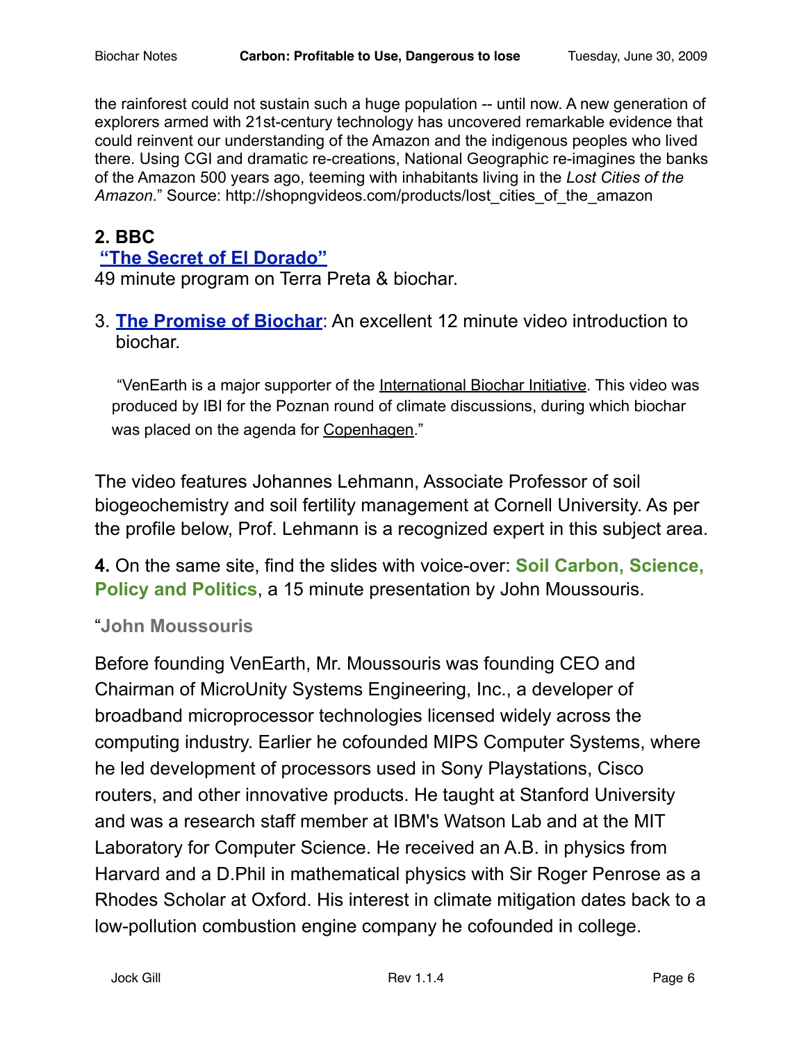the rainforest could not sustain such a huge population -- until now. A new generation of explorers armed with 21st-century technology has uncovered remarkable evidence that could reinvent our understanding of the Amazon and the indigenous peoples who lived there. Using CGI and dramatic re-creations, National Geographic re-imagines the banks of the Amazon 500 years ago, teeming with inhabitants living in the *Lost Cities of the Amazon*." Source: http://shopngvideos.com/products/lost_cities_of_the_amazon

**2. BBC**

**"The Secret of El Dorado"**

49 minute program on Terra Preta & biochar.

3. **The Promise of Biochar**: An excellent 12 minute video introduction to biochar.

> "VenEarth is a major supporter of the International Biochar Initiative. This video was produced by IBI for the Poznan round of climate discussions, during which biochar was placed on the agenda for Copenhagen."

The video features Johannes Lehmann, Associate Professor of soil biogeochemistry and soil fertility management at Cornell University. As per the profile below, Prof. Lehmann is a recognized expert in this subject area.

**4.** On the same site, find the slides with voice-over: **Soil Carbon, Science, Policy and Politics**, a 15 minute presentation by John Moussouris.

"**John Moussouris**

Before founding VenEarth, Mr. Moussouris was founding CEO and Chairman of MicroUnity Systems Engineering, Inc., a developer of broadband microprocessor technologies licensed widely across the computing industry. Earlier he cofounded MIPS Computer Systems, where he led development of processors used in Sony Playstations, Cisco routers, and other innovative products. He taught at Stanford University and was a research staff member at IBM's Watson Lab and at the MIT Laboratory for Computer Science. He received an A.B. in physics from Harvard and a D.Phil in mathematical physics with Sir Roger Penrose as a Rhodes Scholar at Oxford. His interest in climate mitigation dates back to a low-pollution combustion engine company he cofounded in college.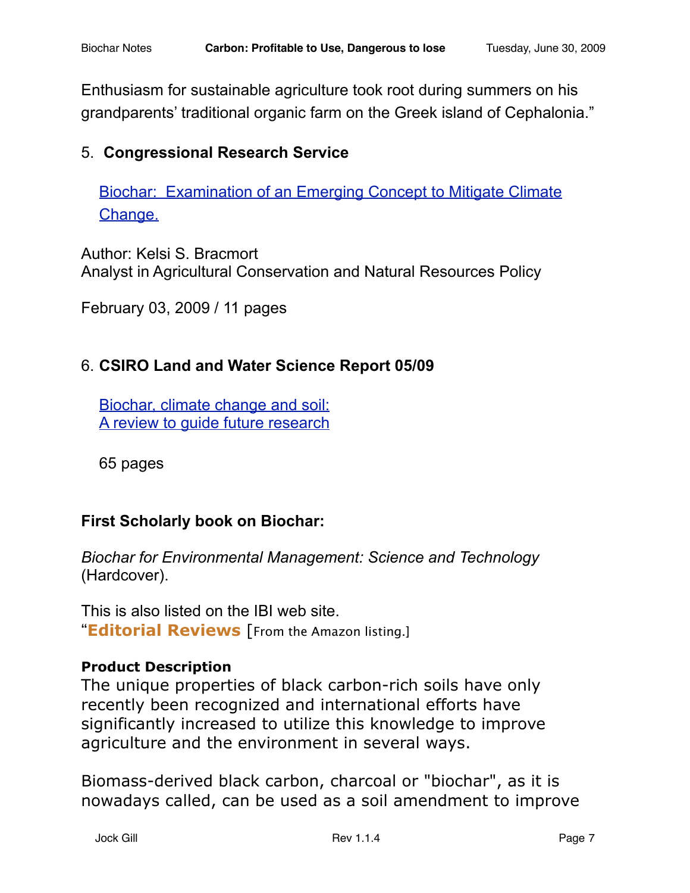Enthusiasm for sustainable agriculture took root during summers on his grandparents' traditional organic farm on the Greek island of Cephalonia."

5. **Congressional Research Service**

   Biochar: Examination of an Emerging Concept to Mitigate Climate Change.

Author: Kelsi S. Bracmort
Analyst in Agricultural Conservation and Natural Resources Policy

February 03, 2009 / 11 pages

6. **CSIRO Land and Water Science Report 05/09**

   Biochar, climate change and soil:
   A review to guide future research

   65 pages

**First Scholarly book on Biochar:**

*Biochar for Environmental Management: Science and Technology* (Hardcover).

This is also listed on the IBI web site.
"**Editorial Reviews** [From the Amazon listing.]

**Product Description**
The unique properties of black carbon-rich soils have only recently been recognized and international efforts have significantly increased to utilize this knowledge to improve agriculture and the environment in several ways.

Biomass-derived black carbon, charcoal or "biochar", as it is nowadays called, can be used as a soil amendment to improve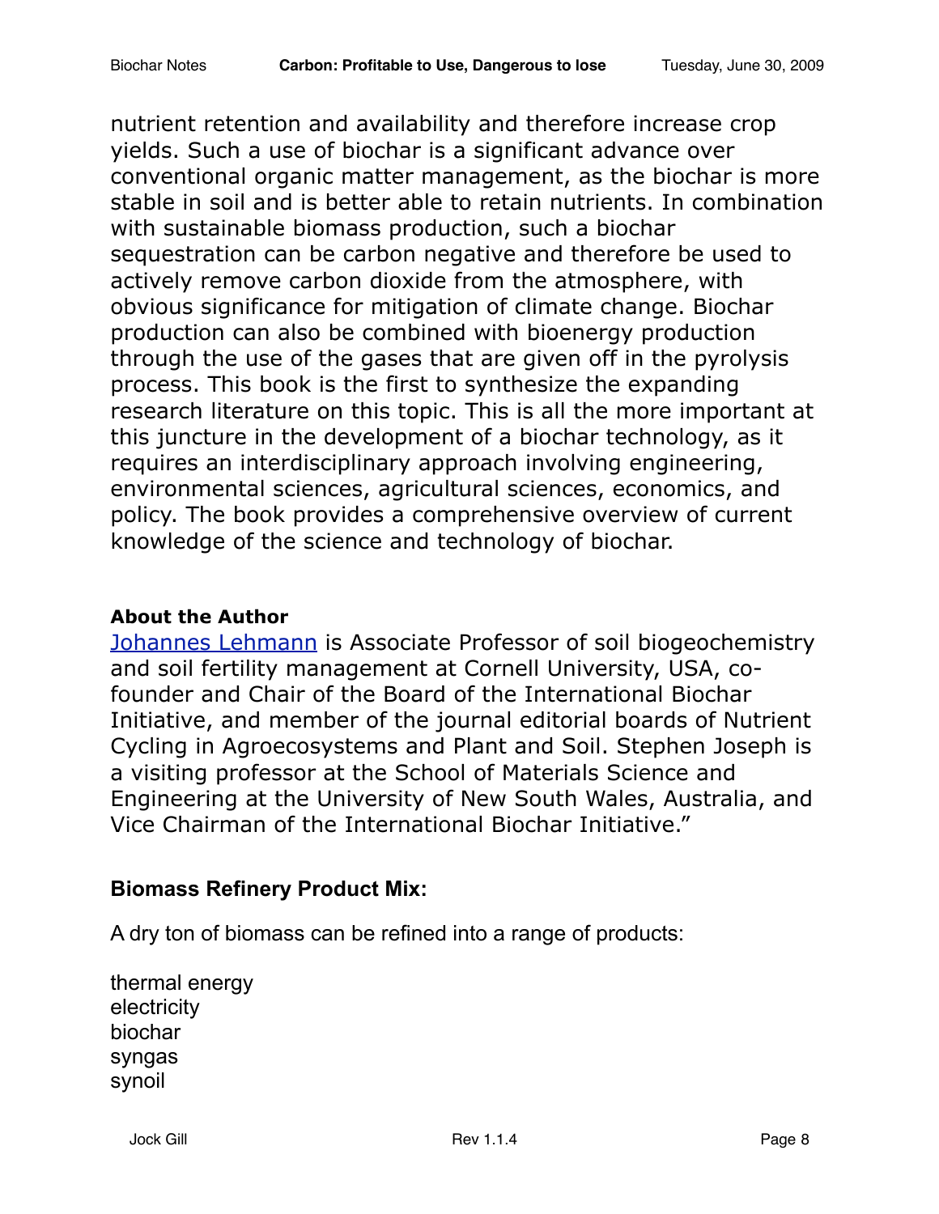nutrient retention and availability and therefore increase crop yields. Such a use of biochar is a significant advance over conventional organic matter management, as the biochar is more stable in soil and is better able to retain nutrients. In combination with sustainable biomass production, such a biochar sequestration can be carbon negative and therefore be used to actively remove carbon dioxide from the atmosphere, with obvious significance for mitigation of climate change. Biochar production can also be combined with bioenergy production through the use of the gases that are given off in the pyrolysis process. This book is the first to synthesize the expanding research literature on this topic. This is all the more important at this juncture in the development of a biochar technology, as it requires an interdisciplinary approach involving engineering, environmental sciences, agricultural sciences, economics, and policy. The book provides a comprehensive overview of current knowledge of the science and technology of biochar.

**About the Author**

Johannes Lehmann is Associate Professor of soil biogeochemistry and soil fertility management at Cornell University, USA, co-founder and Chair of the Board of the International Biochar Initiative, and member of the journal editorial boards of Nutrient Cycling in Agroecosystems and Plant and Soil. Stephen Joseph is a visiting professor at the School of Materials Science and Engineering at the University of New South Wales, Australia, and Vice Chairman of the International Biochar Initiative."

**Biomass Refinery Product Mix:**

A dry ton of biomass can be refined into a range of products:

thermal energy
electricity
biochar
syngas
synoil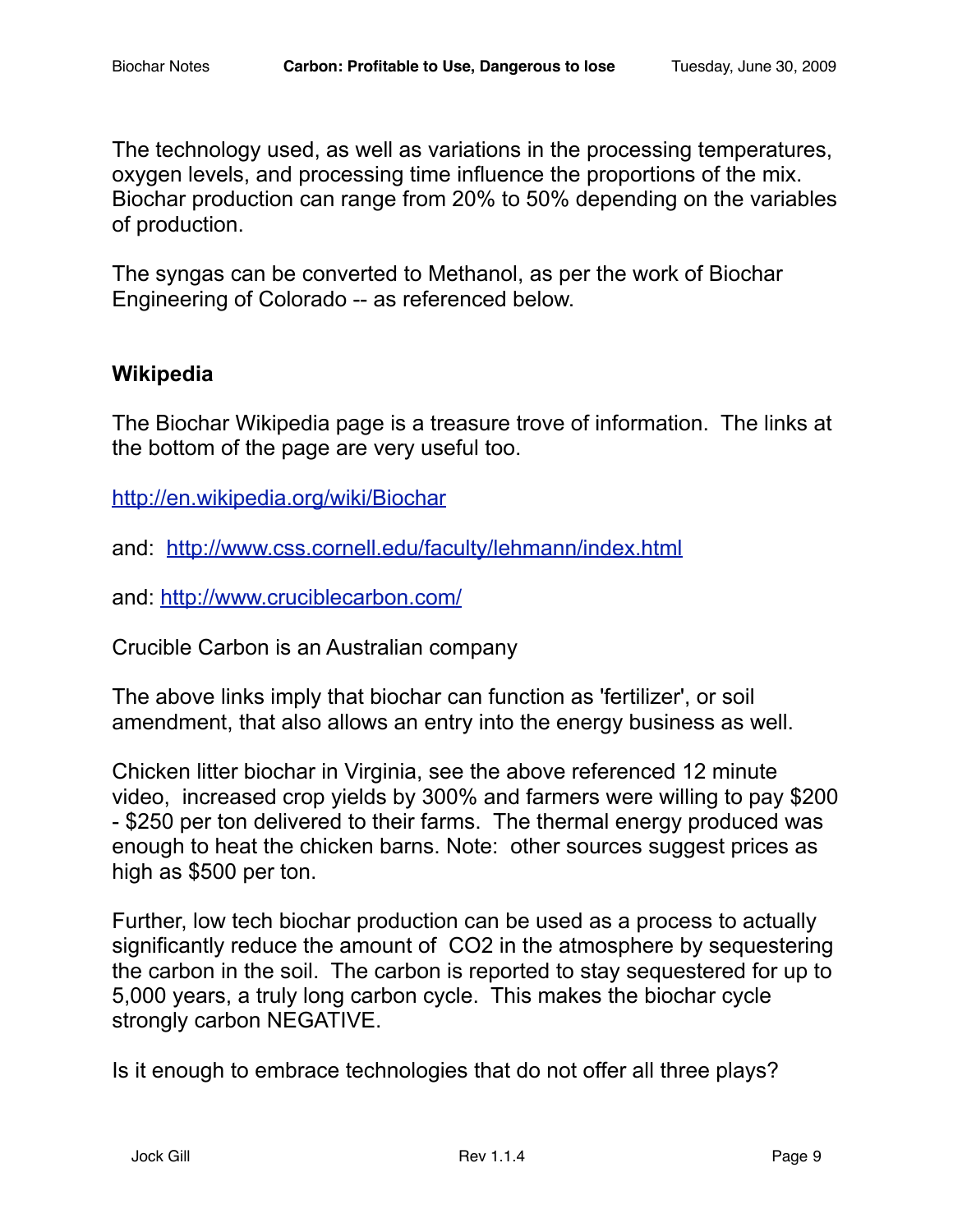The technology used, as well as variations in the processing temperatures, oxygen levels, and processing time influence the proportions of the mix. Biochar production can range from 20% to 50% depending on the variables of production.

The syngas can be converted to Methanol, as per the work of Biochar Engineering of Colorado -- as referenced below.

### Wikipedia

The Biochar Wikipedia page is a treasure trove of information. The links at the bottom of the page are very useful too.

http://en.wikipedia.org/wiki/Biochar

and: http://www.css.cornell.edu/faculty/lehmann/index.html

and: http://www.cruciblecarbon.com/

Crucible Carbon is an Australian company

The above links imply that biochar can function as 'fertilizer', or soil amendment, that also allows an entry into the energy business as well.

Chicken litter biochar in Virginia, see the above referenced 12 minute video, increased crop yields by 300% and farmers were willing to pay $200 - $250 per ton delivered to their farms. The thermal energy produced was enough to heat the chicken barns. Note: other sources suggest prices as high as $500 per ton.

Further, low tech biochar production can be used as a process to actually significantly reduce the amount of $CO_2$ in the atmosphere by sequestering the carbon in the soil. The carbon is reported to stay sequestered for up to 5,000 years, a truly long carbon cycle. This makes the biochar cycle strongly carbon NEGATIVE.

Is it enough to embrace technologies that do not offer all three plays?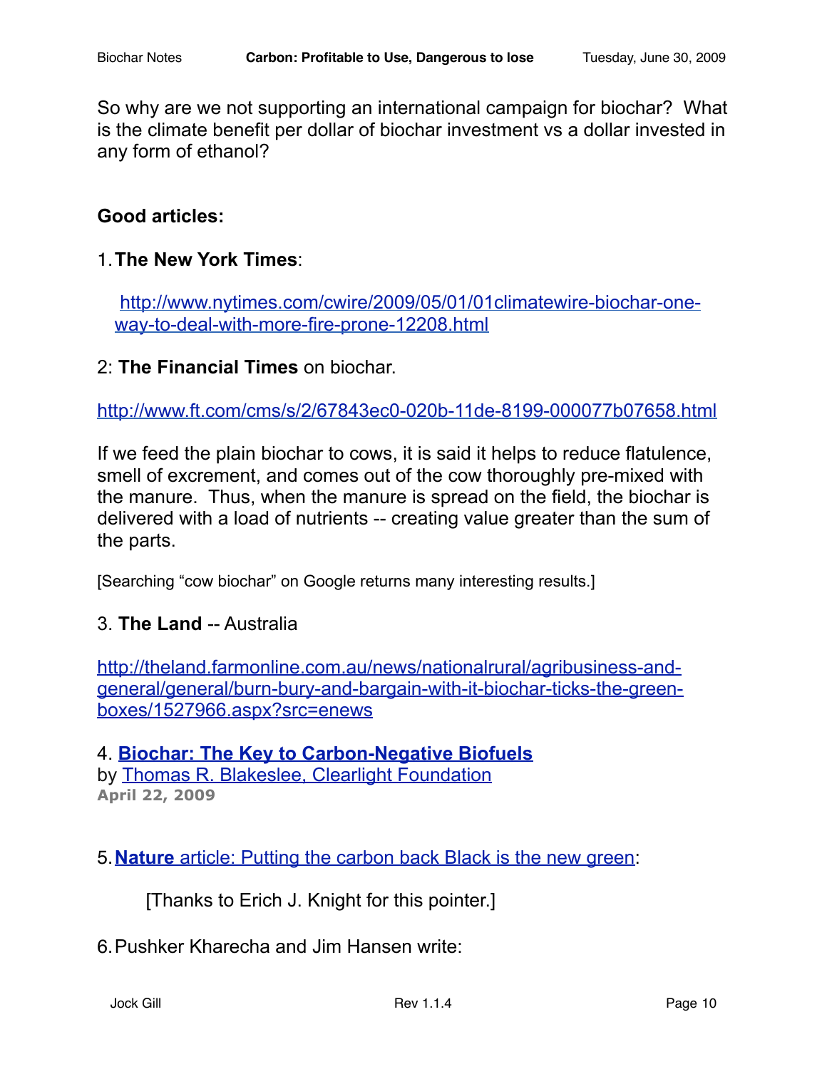So why are we not supporting an international campaign for biochar? What is the climate benefit per dollar of biochar investment vs a dollar invested in any form of ethanol?

**Good articles:**

1. **The New York Times**:

   http://www.nytimes.com/cwire/2009/05/01/01climatewire-biochar-one-way-to-deal-with-more-fire-prone-12208.html

2: **The Financial Times** on biochar.

http://www.ft.com/cms/s/2/67843ec0-020b-11de-8199-000077b07658.html

If we feed the plain biochar to cows, it is said it helps to reduce flatulence, smell of excrement, and comes out of the cow thoroughly pre-mixed with the manure. Thus, when the manure is spread on the field, the biochar is delivered with a load of nutrients -- creating value greater than the sum of the parts.

[Searching “cow biochar” on Google returns many interesting results.]

3. **The Land** -- Australia

http://theland.farmonline.com.au/news/nationalrural/agribusiness-and-general/general/burn-bury-and-bargain-with-it-biochar-ticks-the-green-boxes/1527966.aspx?src=enews

4. **Biochar: The Key to Carbon-Negative Biofuels**
by Thomas R. Blakeslee, Clearlight Foundation
**April 22, 2009**

5. **Nature** article: Putting the carbon back Black is the new green:

   [Thanks to Erich J. Knight for this pointer.]

6. Pushker Kharecha and Jim Hansen write: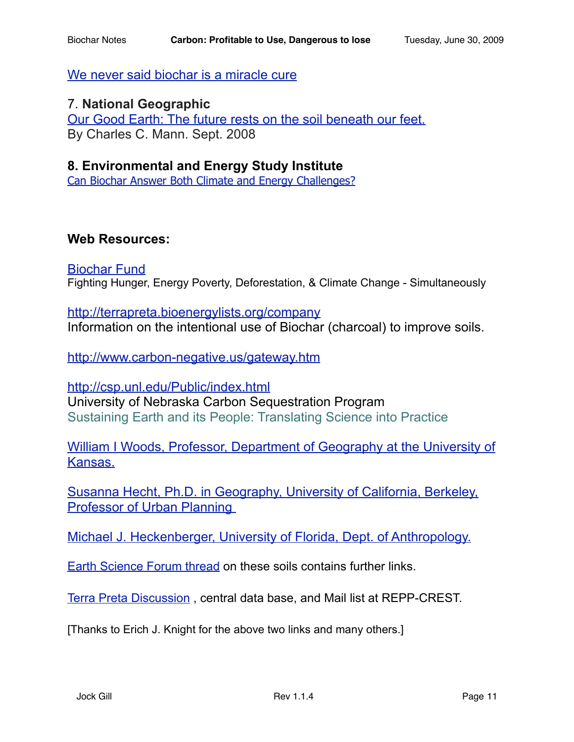We never said biochar is a miracle cure

7. **National Geographic**

Our Good Earth: The future rests on the soil beneath our feet.
By Charles C. Mann. Sept. 2008

**8. Environmental and Energy Study Institute**

Can Biochar Answer Both Climate and Energy Challenges?

**Web Resources:**

Biochar Fund
Fighting Hunger, Energy Poverty, Deforestation, & Climate Change - Simultaneously

http://terrapreta.bioenergylists.org/company
Information on the intentional use of Biochar (charcoal) to improve soils.

http://www.carbon-negative.us/gateway.htm

http://csp.unl.edu/Public/index.html
University of Nebraska Carbon Sequestration Program
Sustaining Earth and its People: Translating Science into Practice

William I Woods, Professor, Department of Geography at the University of Kansas.

Susanna Hecht, Ph.D. in Geography, University of California, Berkeley, Professor of Urban Planning

Michael J. Heckenberger, University of Florida, Dept. of Anthropology.

Earth Science Forum thread on these soils contains further links.

Terra Preta Discussion , central data base, and Mail list at REPP-CREST.

[Thanks to Erich J. Knight for the above two links and many others.]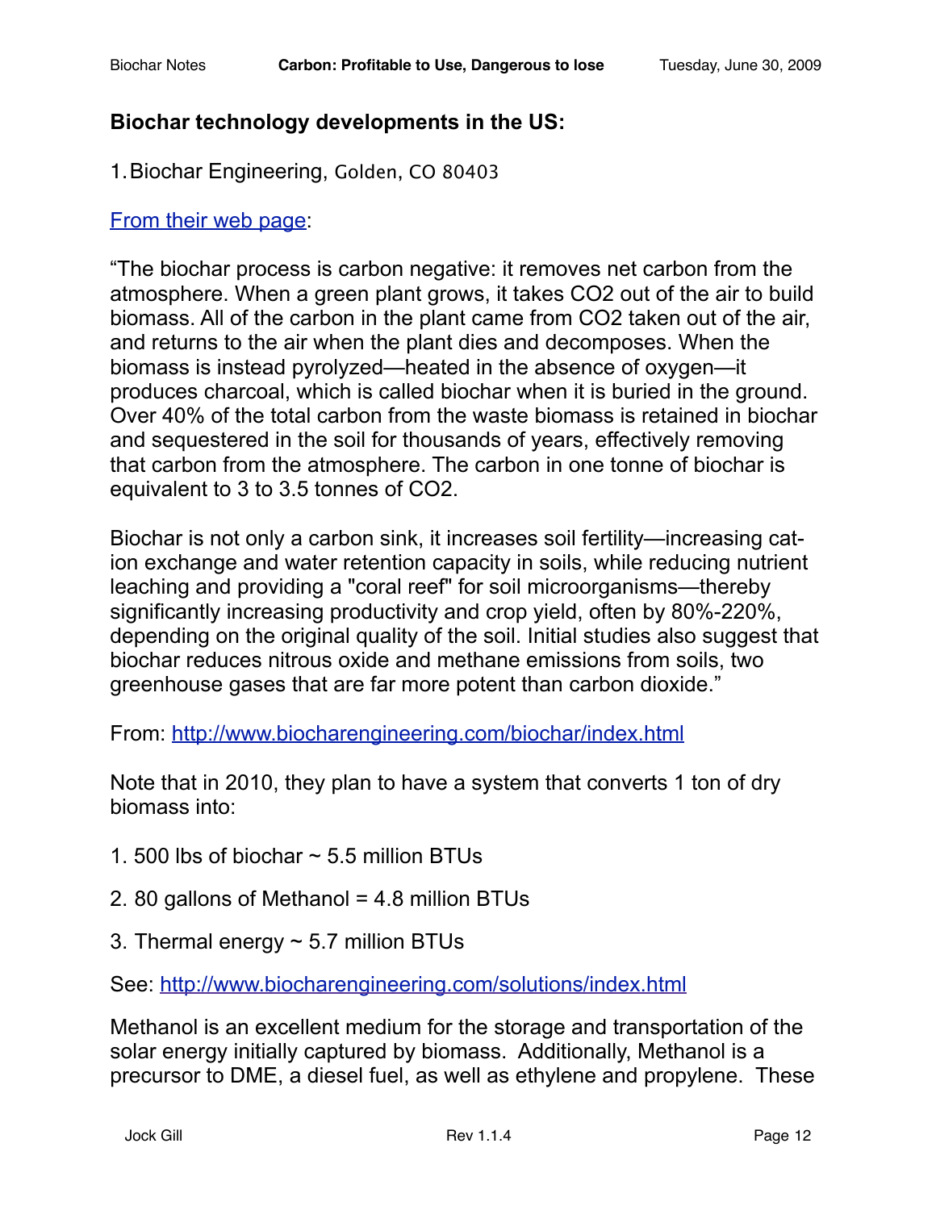## Biochar technology developments in the US:

1. Biochar Engineering, Golden, CO 80403

[From their web page](http://www.biocharengineering.com/biochar/index.html):

“The biochar process is carbon negative: it removes net carbon from the atmosphere. When a green plant grows, it takes $CO_2$ out of the air to build biomass. All of the carbon in the plant came from $CO_2$ taken out of the air, and returns to the air when the plant dies and decomposes. When the biomass is instead pyrolyzed—heated in the absence of oxygen—it produces charcoal, which is called biochar when it is buried in the ground. Over 40% of the total carbon from the waste biomass is retained in biochar and sequestered in the soil for thousands of years, effectively removing that carbon from the atmosphere. The carbon in one tonne of biochar is equivalent to 3 to 3.5 tonnes of $CO_2$.

Biochar is not only a carbon sink, it increases soil fertility—increasing cation exchange and water retention capacity in soils, while reducing nutrient leaching and providing a "coral reef" for soil microorganisms—thereby significantly increasing productivity and crop yield, often by 80%-220%, depending on the original quality of the soil. Initial studies also suggest that biochar reduces nitrous oxide and methane emissions from soils, two greenhouse gases that are far more potent than carbon dioxide.”

From: http://www.biocharengineering.com/biochar/index.html

Note that in 2010, they plan to have a system that converts 1 ton of dry biomass into:

1. 500 lbs of biochar ~ 5.5 million BTUs
2. 80 gallons of Methanol = 4.8 million BTUs
3. Thermal energy ~ 5.7 million BTUs

See: http://www.biocharengineering.com/solutions/index.html

Methanol is an excellent medium for the storage and transportation of the solar energy initially captured by biomass. Additionally, Methanol is a precursor to DME, a diesel fuel, as well as ethylene and propylene. These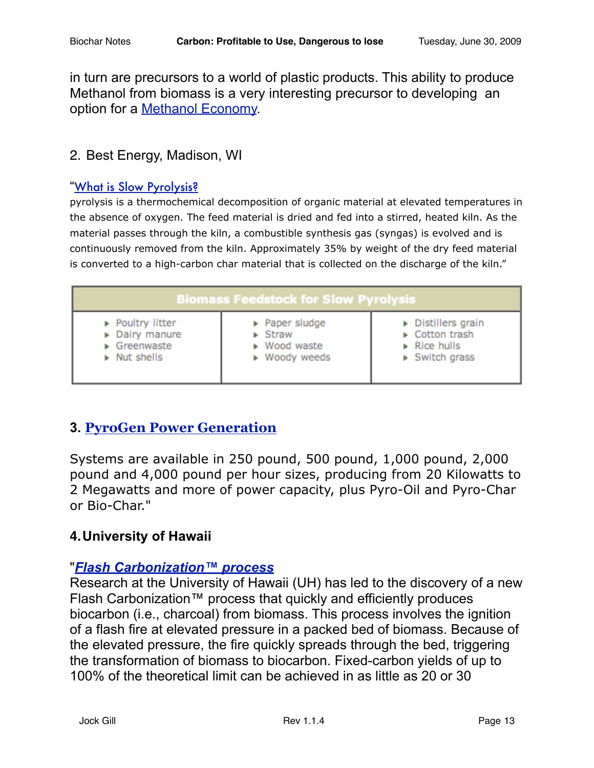in turn are precursors to a world of plastic products. This ability to produce Methanol from biomass is a very interesting precursor to developing an option for a Methanol Economy.

## 2. Best Energy, Madison, WI

"What is Slow Pyrolysis?

pyrolysis is a thermochemical decomposition of organic material at elevated temperatures in the absence of oxygen. The feed material is dried and fed into a stirred, heated kiln. As the material passes through the kiln, a combustible synthesis gas (syngas) is evolved and is continuously removed from the kiln. Approximately 35% by weight of the dry feed material is converted to a high-carbon char material that is collected on the discharge of the kiln."

| Biomass Feedstock for Slow Pyrolysis | | |
|---|---|---|
| Poultry litter | Paper sludge | Distillers grain |
| Dairy manure | Straw | Cotton trash |
| Greenwaste | Wood waste | Rice hulls |
| Nut shells | Woody weeds | Switch grass |

## 3. PyroGen Power Generation

Systems are available in 250 pound, 500 pound, 1,000 pound, 2,000 pound and 4,000 pound per hour sizes, producing from 20 Kilowatts to 2 Megawatts and more of power capacity, plus Pyro-Oil and Pyro-Char or Bio-Char."

## 4. University of Hawaii

"***Flash Carbonization™ process***

Research at the University of Hawaii (UH) has led to the discovery of a new Flash Carbonization™ process that quickly and efficiently produces biocarbon (i.e., charcoal) from biomass. This process involves the ignition of a flash fire at elevated pressure in a packed bed of biomass. Because of the elevated pressure, the fire quickly spreads through the bed, triggering the transformation of biomass to biocarbon. Fixed-carbon yields of up to 100% of the theoretical limit can be achieved in as little as 20 or 30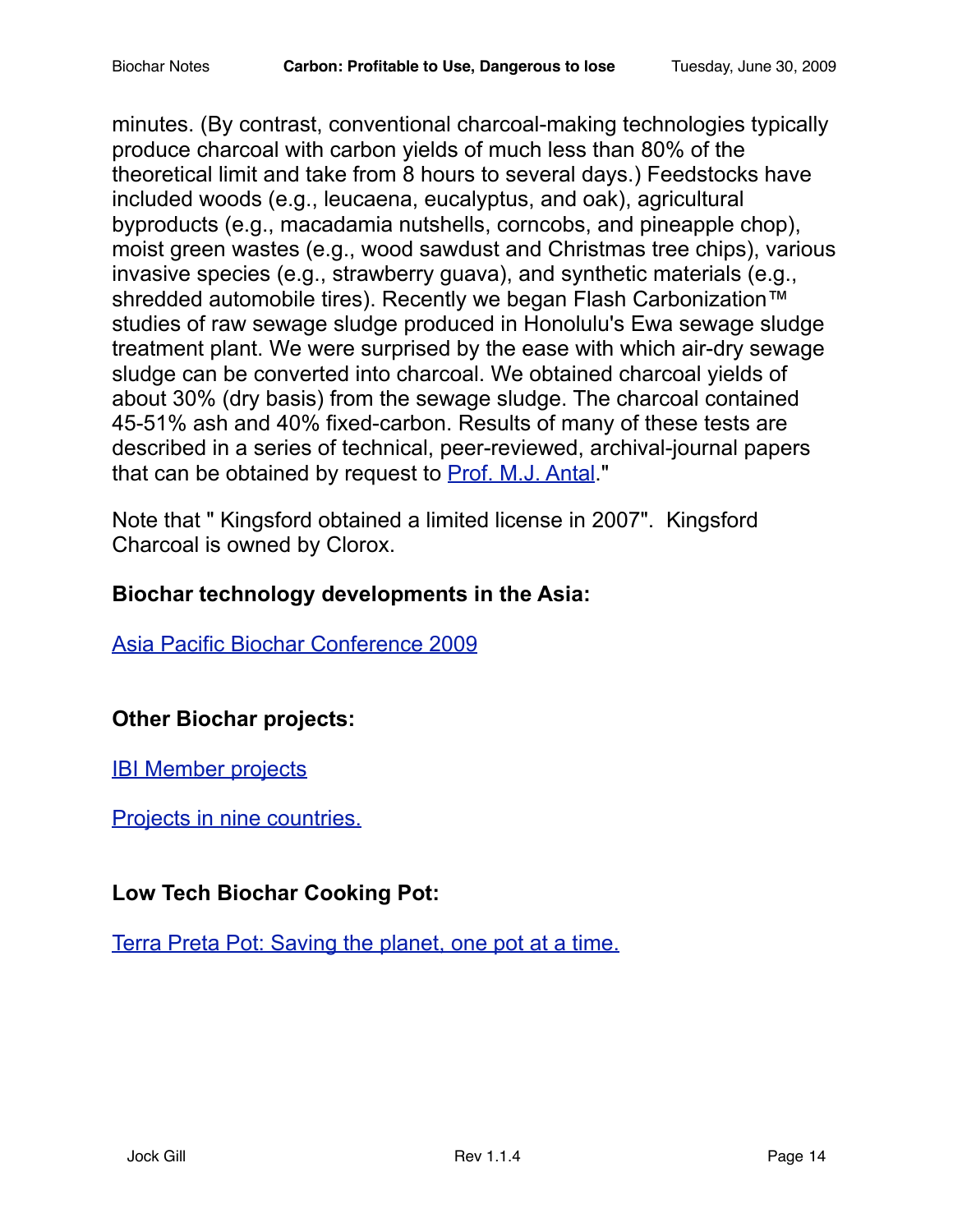minutes. (By contrast, conventional charcoal-making technologies typically produce charcoal with carbon yields of much less than 80% of the theoretical limit and take from 8 hours to several days.) Feedstocks have included woods (e.g., leucaena, eucalyptus, and oak), agricultural byproducts (e.g., macadamia nutshells, corncobs, and pineapple chop), moist green wastes (e.g., wood sawdust and Christmas tree chips), various invasive species (e.g., strawberry guava), and synthetic materials (e.g., shredded automobile tires). Recently we began Flash Carbonization™ studies of raw sewage sludge produced in Honolulu's Ewa sewage sludge treatment plant. We were surprised by the ease with which air-dry sewage sludge can be converted into charcoal. We obtained charcoal yields of about 30% (dry basis) from the sewage sludge. The charcoal contained 45-51% ash and 40% fixed-carbon. Results of many of these tests are described in a series of technical, peer-reviewed, archival-journal papers that can be obtained by request to Prof. M.J. Antal."

Note that " Kingsford obtained a limited license in 2007". Kingsford Charcoal is owned by Clorox.

**Biochar technology developments in the Asia:**

Asia Pacific Biochar Conference 2009

**Other Biochar projects:**

IBI Member projects

Projects in nine countries.

**Low Tech Biochar Cooking Pot:**

Terra Preta Pot: Saving the planet, one pot at a time.